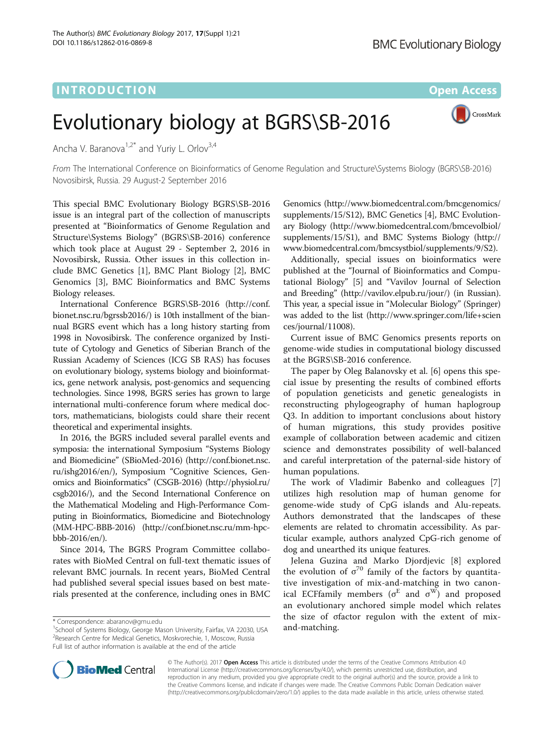INTRODUCTION

Open Access

# Evolutionary biology at BGRS\SB-2016

Ancha V. Baranova[1,2*] and Yuriy L. Orlov[3,4]

*From* The International Conference on Bioinformatics of Genome Regulation and Structure\Systems Biology (BGRS\SB-2016) Novosibirsk, Russia. 29 August-2 September 2016

This special BMC Evolutionary Biology BGRS\SB-2016 issue is an integral part of the collection of manuscripts presented at "Bioinformatics of Genome Regulation and Structure\Systems Biology" (BGRS\SB-2016) conference which took place at August 29 - September 2, 2016 in Novosibirsk, Russia. Other issues in this collection include BMC Genetics [1], BMC Plant Biology [2], BMC Genomics [3], BMC Bioinformatics and BMC Systems Biology releases.

International Conference BGRS\SB-2016 (http://conf.bionet.nsc.ru/bgrssb2016/) is 10th installment of the biannual BGRS event which has a long history starting from 1998 in Novosibirsk. The conference organized by Institute of Cytology and Genetics of Siberian Branch of the Russian Academy of Sciences (ICG SB RAS) has focuses on evolutionary biology, systems biology and bioinformatics, gene network analysis, post-genomics and sequencing technologies. Since 1998, BGRS series has grown to large international multi-conference forum where medical doctors, mathematicians, biologists could share their recent theoretical and experimental insights.

In 2016, the BGRS included several parallel events and symposia: the international Symposium "Systems Biology and Biomedicine" (SBioMed-2016) (http://conf.bionet.nsc.ru/ishg2016/en/), Symposium "Cognitive Sciences, Genomics and Bioinformatics" (CSGB-2016) (http://physiol.ru/csgb2016/), and the Second International Conference on the Mathematical Modeling and High-Performance Computing in Bioinformatics, Biomedicine and Biotechnology (MM-HPC-BBB-2016) (http://conf.bionet.nsc.ru/mm-hpc-bbb-2016/en/).

Since 2014, The BGRS Program Committee collaborates with BioMed Central on full-text thematic issues of relevant BMC journals. In recent years, BioMed Central had published several special issues based on best materials presented at the conference, including ones in BMC Genomics (http://www.biomedcentral.com/bmcgenomics/supplements/15/S12), BMC Genetics [4], BMC Evolutionary Biology (http://www.biomedcentral.com/bmcevolbiol/supplements/15/S1), and BMC Systems Biology (http://www.biomedcentral.com/bmcsystbiol/supplements/9/S2).

Additionally, special issues on bioinformatics were published at the "Journal of Bioinformatics and Computational Biology" [5] and "Vavilov Journal of Selection and Breeding" (http://vavilov.elpub.ru/jour/) (in Russian). This year, a special issue in "Molecular Biology" (Springer) was added to the list (http://www.springer.com/life+sciences/journal/11008).

Current issue of BMC Genomics presents reports on genome-wide studies in computational biology discussed at the BGRS\SB-2016 conference.

The paper by Oleg Balanovsky et al. [6] opens this special issue by presenting the results of combined efforts of population geneticists and genetic genealogists in reconstructing phylogeography of human haplogroup Q3. In addition to important conclusions about history of human migrations, this study provides positive example of collaboration between academic and citizen science and demonstrates possibility of well-balanced and careful interpretation of the paternal-side history of human populations.

The work of Vladimir Babenko and colleagues [7] utilizes high resolution map of human genome for genome-wide study of CpG islands and Alu-repeats. Authors demonstrated that the landscapes of these elements are related to chromatin accessibility. As particular example, authors analyzed CpG-rich genome of dog and unearthed its unique features.

Jelena Guzina and Marko Djordjevic [8] explored the evolution of $\sigma^{70}$ family of the factors by quantitative investigation of mix-and-matching in two canonical ECFfamily members ($\sigma^{E}$ and $\sigma^{W}$) and proposed an evolutionary anchored simple model which relates the size of σfactor regulon with the extent of mix-and-matching.

\* Correspondence: abaranov@gmu.edu
[1]School of Systems Biology, George Mason University, Fairfax, VA 22030, USA
[2]Research Centre for Medical Genetics, Moskvorechie, 1, Moscow, Russia
Full list of author information is available at the end of the article

© The Author(s). 2017 **Open Access** This article is distributed under the terms of the Creative Commons Attribution 4.0 International License (http://creativecommons.org/licenses/by/4.0/), which permits unrestricted use, distribution, and reproduction in any medium, provided you give appropriate credit to the original author(s) and the source, provide a link to the Creative Commons license, and indicate if changes were made. The Creative Commons Public Domain Dedication waiver (http://creativecommons.org/publicdomain/zero/1.0/) applies to the data made available in this article, unless otherwise stated.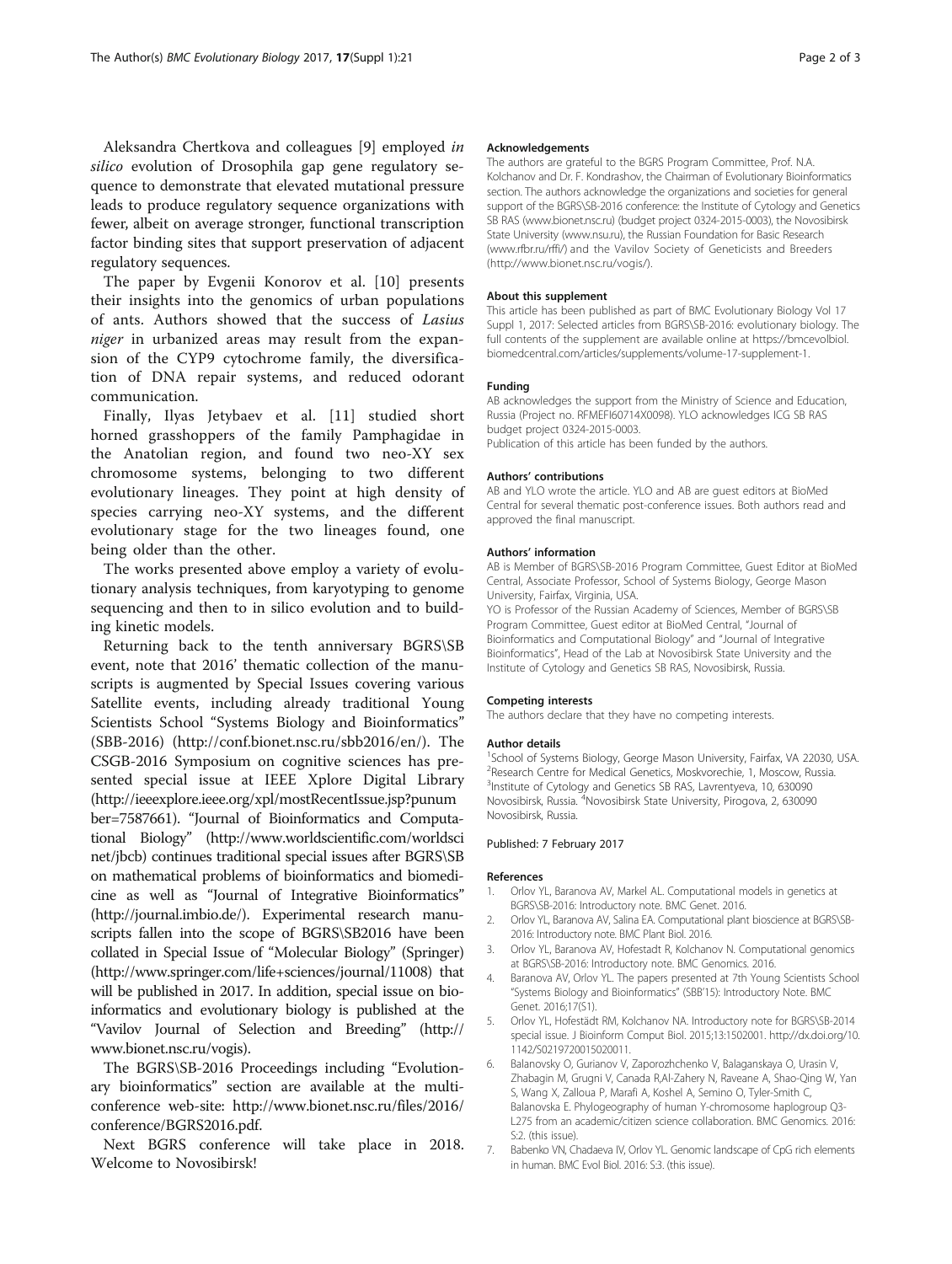Aleksandra Chertkova and colleagues [9] employed *in silico* evolution of Drosophila gap gene regulatory sequence to demonstrate that elevated mutational pressure leads to produce regulatory sequence organizations with fewer, albeit on average stronger, functional transcription factor binding sites that support preservation of adjacent regulatory sequences.

The paper by Evgenii Konorov et al. [10] presents their insights into the genomics of urban populations of ants. Authors showed that the success of *Lasius niger* in urbanized areas may result from the expansion of the CYP9 cytochrome family, the diversification of DNA repair systems, and reduced odorant communication.

Finally, Ilyas Jetybaev et al. [11] studied short horned grasshoppers of the family Pamphagidae in the Anatolian region, and found two neo-XY sex chromosome systems, belonging to two different evolutionary lineages. They point at high density of species carrying neo-XY systems, and the different evolutionary stage for the two lineages found, one being older than the other.

The works presented above employ a variety of evolutionary analysis techniques, from karyotyping to genome sequencing and then to in silico evolution and to building kinetic models.

Returning back to the tenth anniversary BGRS\SB event, note that 2016' thematic collection of the manuscripts is augmented by Special Issues covering various Satellite events, including already traditional Young Scientists School "Systems Biology and Bioinformatics" (SBB-2016) (http://conf.bionet.nsc.ru/sbb2016/en/). The CSGB-2016 Symposium on cognitive sciences has presented special issue at IEEE Xplore Digital Library (http://ieeexplore.ieee.org/xpl/mostRecentIssue.jsp?punumber=7587661). "Journal of Bioinformatics and Computational Biology" (http://www.worldscientific.com/worldscinet/jbcb) continues traditional special issues after BGRS\SB on mathematical problems of bioinformatics and biomedicine as well as "Journal of Integrative Bioinformatics" (http://journal.imbio.de/). Experimental research manuscripts fallen into the scope of BGRS\SB2016 have been collated in Special Issue of "Molecular Biology" (Springer) (http://www.springer.com/life+sciences/journal/11008) that will be published in 2017. In addition, special issue on bioinformatics and evolutionary biology is published at the "Vavilov Journal of Selection and Breeding" (http://www.bionet.nsc.ru/vogis).

The BGRS\SB-2016 Proceedings including "Evolutionary bioinformatics" section are available at the multiconference web-site: http://www.bionet.nsc.ru/files/2016/conference/BGRS2016.pdf.

Next BGRS conference will take place in 2018. Welcome to Novosibirsk!

#### Acknowledgements
The authors are grateful to the BGRS Program Committee, Prof. N.A. Kolchanov and Dr. F. Kondrashov, the Chairman of Evolutionary Bioinformatics section. The authors acknowledge the organizations and societies for general support of the BGRS\SB-2016 conference: the Institute of Cytology and Genetics SB RAS (www.bionet.nsc.ru) (budget project 0324-2015-0003), the Novosibirsk State University (www.nsu.ru), the Russian Foundation for Basic Research (www.rfbr.ru/rffi/) and the Vavilov Society of Geneticists and Breeders (http://www.bionet.nsc.ru/vogis/).

#### About this supplement
This article has been published as part of BMC Evolutionary Biology Vol 17 Suppl 1, 2017: Selected articles from BGRS\SB-2016: evolutionary biology. The full contents of the supplement are available online at https://bmcevolbiol.biomedcentral.com/articles/supplements/volume-17-supplement-1.

#### Funding
AB acknowledges the support from the Ministry of Science and Education, Russia (Project no. RFMEFI60714X0098). YLO acknowledges ICG SB RAS budget project 0324-2015-0003.
Publication of this article has been funded by the authors.

#### Authors' contributions
AB and YLO wrote the article. YLO and AB are guest editors at BioMed Central for several thematic post-conference issues. Both authors read and approved the final manuscript.

#### Authors' information
AB is Member of BGRS\SB-2016 Program Committee, Guest Editor at BioMed Central, Associate Professor, School of Systems Biology, George Mason University, Fairfax, Virginia, USA.
YO is Professor of the Russian Academy of Sciences, Member of BGRS\SB Program Committee, Guest editor at BioMed Central, "Journal of Bioinformatics and Computational Biology" and "Journal of Integrative Bioinformatics", Head of the Lab at Novosibirsk State University and the Institute of Cytology and Genetics SB RAS, Novosibirsk, Russia.

#### Competing interests
The authors declare that they have no competing interests.

#### Author details
[1]School of Systems Biology, George Mason University, Fairfax, VA 22030, USA. [2]Research Centre for Medical Genetics, Moskvorechie, 1, Moscow, Russia. [3]Institute of Cytology and Genetics SB RAS, Lavrentyeva, 10, 630090 Novosibirsk, Russia. [4]Novosibirsk State University, Pirogova, 2, 630090 Novosibirsk, Russia.

Published: 7 February 2017

#### References
1. Orlov YL, Baranova AV, Markel AL. Computational models in genetics at BGRS\SB-2016: Introductory note. BMC Genet. 2016.
2. Orlov YL, Baranova AV, Salina EA. Computational plant bioscience at BGRS\SB-2016: Introductory note. BMC Plant Biol. 2016.
3. Orlov YL, Baranova AV, Hofestadt R, Kolchanov N. Computational genomics at BGRS\SB-2016: Introductory note. BMC Genomics. 2016.
4. Baranova AV, Orlov YL. The papers presented at 7th Young Scientists School "Systems Biology and Bioinformatics" (SBB'15): Introductory Note. BMC Genet. 2016;17(S1).
5. Orlov YL, Hofestädt RM, Kolchanov NA. Introductory note for BGRS\SB-2014 special issue. J Bioinform Comput Biol. 2015;13:1502001. http://dx.doi.org/10.1142/S0219720015020011.
6. Balanovsky O, Gurianov V, Zaporozhchenko V, Balaganskaya O, Urasin V, Zhabagin M, Grugni V, Canada R,Al-Zahery N, Raveane A, Shao-Qing W, Yan S, Wang X, Zalloua P, Marafi A, Koshel A, Semino O, Tyler-Smith C, Balanovska E. Phylogeography of human Y-chromosome haplogroup Q3-L275 from an academic/citizen science collaboration. BMC Genomics. 2016: S:2. (this issue).
7. Babenko VN, Chadaeva IV, Orlov YL. Genomic landscape of CpG rich elements in human. BMC Evol Biol. 2016: S:3. (this issue).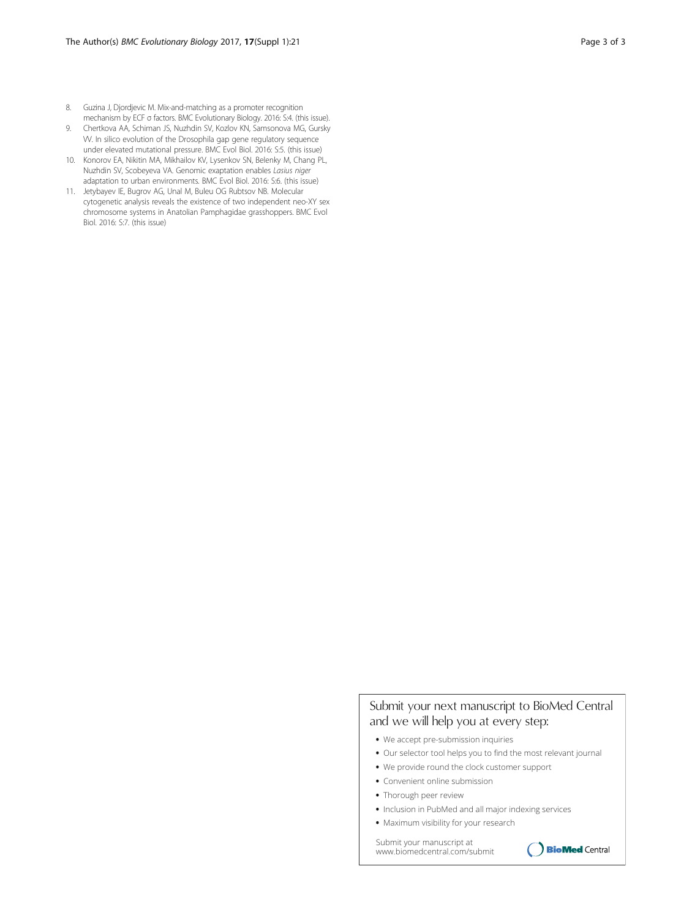8. Guzina J, Djordjevic M. Mix-and-matching as a promoter recognition mechanism by ECF σ factors. BMC Evolutionary Biology. 2016: S:4. (this issue).
9. Chertkova AA, Schiman JS, Nuzhdin SV, Kozlov KN, Samsonova MG, Gursky VV. In silico evolution of the Drosophila gap gene regulatory sequence under elevated mutational pressure. BMC Evol Biol. 2016: S:5. (this issue)
10. Konorov EA, Nikitin MA, Mikhailov KV, Lysenkov SN, Belenky M, Chang PL, Nuzhdin SV, Scobeyeva VA. Genomic exaptation enables *Lasius niger* adaptation to urban environments. BMC Evol Biol. 2016: S:6. (this issue)
11. Jetybayev IE, Bugrov AG, Unal M, Buleu OG Rubtsov NB. Molecular cytogenetic analysis reveals the existence of two independent neo-XY sex chromosome systems in Anatolian Pamphagidae grasshoppers. BMC Evol Biol. 2016: S:7. (this issue)

Submit your next manuscript to BioMed Central and we will help you at every step:

- We accept pre-submission inquiries
- Our selector tool helps you to find the most relevant journal
- We provide round the clock customer support
- Convenient online submission
- Thorough peer review
- Inclusion in PubMed and all major indexing services
- Maximum visibility for your research

Submit your manuscript at www.biomedcentral.com/submit

BioMed Central